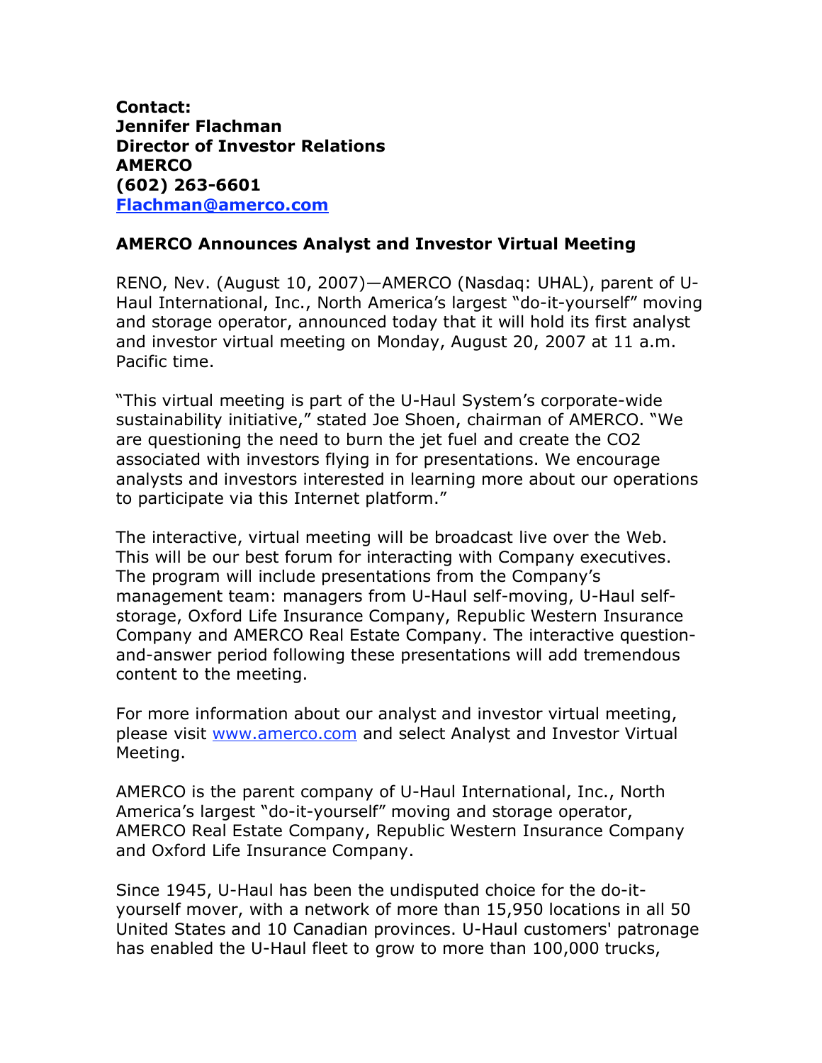**Contact:**
**Jennifer Flachman**
**Director of Investor Relations**
**AMERCO**
**(602) 263-6601**
**[Flachman@amerco.com](mailto:Flachman@amerco.com)**

## AMERCO Announces Analyst and Investor Virtual Meeting

RENO, Nev. (August 10, 2007)—AMERCO (Nasdaq: UHAL), parent of U-Haul International, Inc., North America's largest "do-it-yourself" moving and storage operator, announced today that it will hold its first analyst and investor virtual meeting on Monday, August 20, 2007 at 11 a.m. Pacific time.

"This virtual meeting is part of the U-Haul System's corporate-wide sustainability initiative," stated Joe Shoen, chairman of AMERCO. "We are questioning the need to burn the jet fuel and create the $CO_2$ associated with investors flying in for presentations. We encourage analysts and investors interested in learning more about our operations to participate via this Internet platform."

The interactive, virtual meeting will be broadcast live over the Web. This will be our best forum for interacting with Company executives. The program will include presentations from the Company's management team: managers from U-Haul self-moving, U-Haul self-storage, Oxford Life Insurance Company, Republic Western Insurance Company and AMERCO Real Estate Company. The interactive question-and-answer period following these presentations will add tremendous content to the meeting.

For more information about our analyst and investor virtual meeting, please visit [www.amerco.com](http://www.amerco.com) and select Analyst and Investor Virtual Meeting.

AMERCO is the parent company of U-Haul International, Inc., North America's largest "do-it-yourself" moving and storage operator, AMERCO Real Estate Company, Republic Western Insurance Company and Oxford Life Insurance Company.

Since 1945, U-Haul has been the undisputed choice for the do-it-yourself mover, with a network of more than 15,950 locations in all 50 United States and 10 Canadian provinces. U-Haul customers' patronage has enabled the U-Haul fleet to grow to more than 100,000 trucks,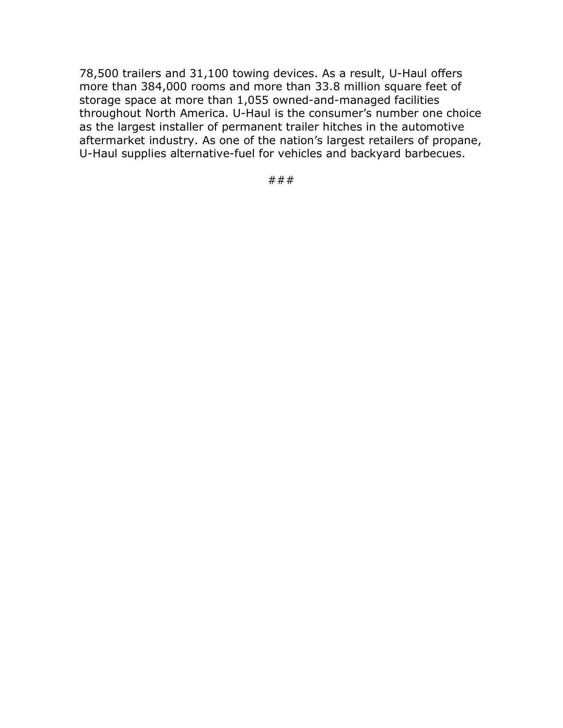78,500 trailers and 31,100 towing devices. As a result, U-Haul offers more than 384,000 rooms and more than 33.8 million square feet of storage space at more than 1,055 owned-and-managed facilities throughout North America. U-Haul is the consumer's number one choice as the largest installer of permanent trailer hitches in the automotive aftermarket industry. As one of the nation's largest retailers of propane, U-Haul supplies alternative-fuel for vehicles and backyard barbecues.

###